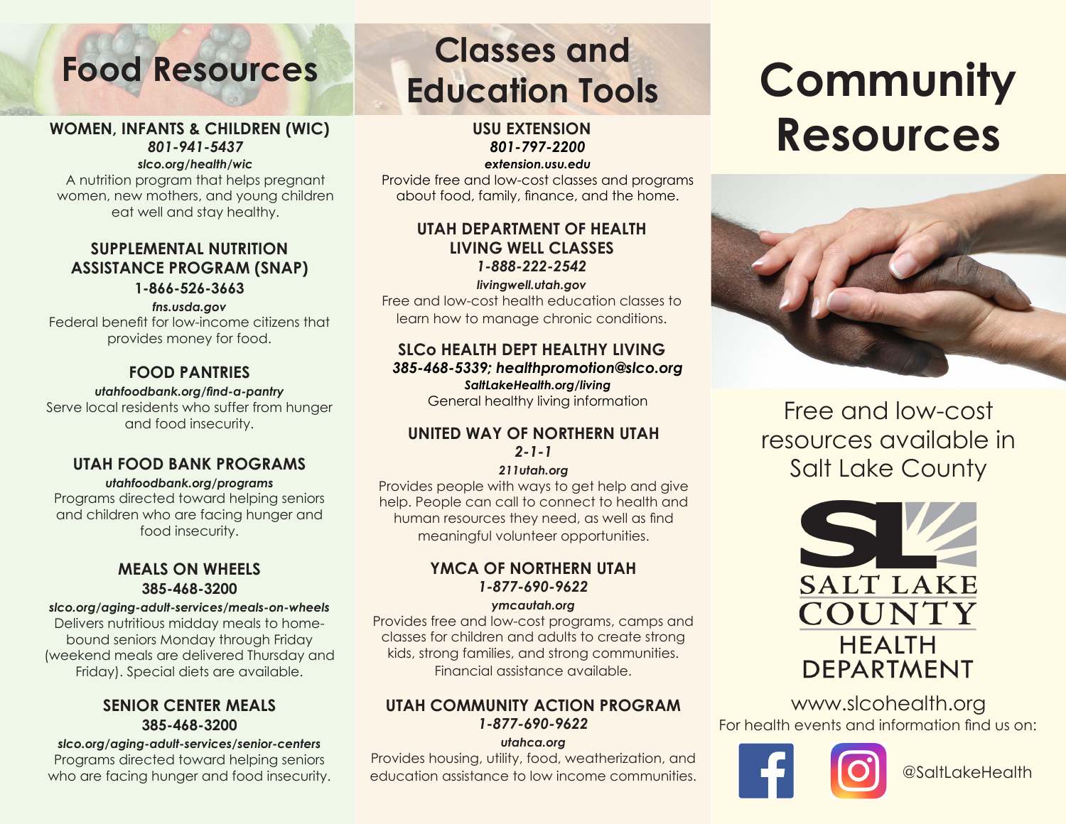# Food Resources

### WOMEN, INFANTS & CHILDREN (WIC)

***801-941-5437***

***slco.org/health/wic***

A nutrition program that helps pregnant women, new mothers, and young children eat well and stay healthy.

### SUPPLEMENTAL NUTRITION ASSISTANCE PROGRAM (SNAP)

**1-866-526-3663**

***fns.usda.gov***

Federal benefit for low-income citizens that provides money for food.

### FOOD PANTRIES

***utahfoodbank.org/find-a-pantry***

Serve local residents who suffer from hunger and food insecurity.

### UTAH FOOD BANK PROGRAMS

***utahfoodbank.org/programs***

Programs directed toward helping seniors and children who are facing hunger and food insecurity.

### MEALS ON WHEELS

**385-468-3200**

***slco.org/aging-adult-services/meals-on-wheels***

Delivers nutritious midday meals to home-bound seniors Monday through Friday (weekend meals are delivered Thursday and Friday). Special diets are available.

### SENIOR CENTER MEALS

**385-468-3200**

***slco.org/aging-adult-services/senior-centers***

Programs directed toward helping seniors who are facing hunger and food insecurity.

# Classes and Education Tools

### USU EXTENSION

***801-797-2200***

***extension.usu.edu***

Provide free and low-cost classes and programs about food, family, finance, and the home.

### UTAH DEPARTMENT OF HEALTH LIVING WELL CLASSES

***1-888-222-2542***

***livingwell.utah.gov***

Free and low-cost health education classes to learn how to manage chronic conditions.

### SLCo HEALTH DEPT HEALTHY LIVING

***385-468-5339; healthpromotion@slco.org***

***SaltLakeHealth.org/living***

General healthy living information

### UNITED WAY OF NORTHERN UTAH

***2-1-1***

***211utah.org***

Provides people with ways to get help and give help. People can call to connect to health and human resources they need, as well as find meaningful volunteer opportunities.

### YMCA OF NORTHERN UTAH

***1-877-690-9622***

***ymcautah.org***

Provides free and low-cost programs, camps and classes for children and adults to create strong kids, strong families, and strong communities. Financial assistance available.

### UTAH COMMUNITY ACTION PROGRAM

***1-877-690-9622***

***utahca.org***

Provides housing, utility, food, weatherization, and education assistance to low income communities.

# Community Resources

Free and low-cost resources available in Salt Lake County

SALT LAKE COUNTY HEALTH DEPARTMENT

www.slcohealth.org

For health events and information find us on:

@SaltLakeHealth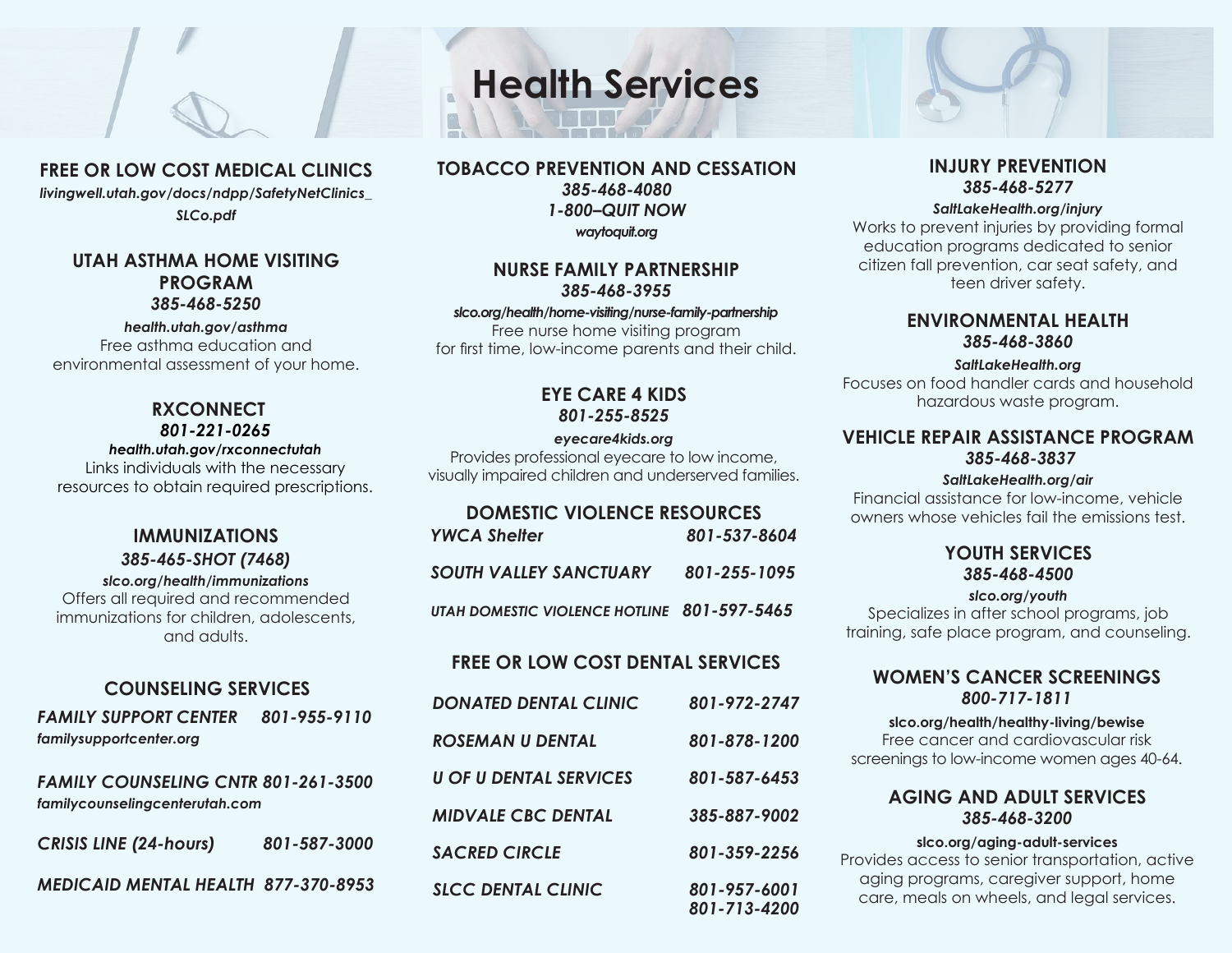# Health Services

## FREE OR LOW COST MEDICAL CLINICS

*livingwell.utah.gov/docs/ndpp/SafetyNetClinics_SLCo.pdf*

## UTAH ASTHMA HOME VISITING PROGRAM

*385-468-5250*

*health.utah.gov/asthma*

Free asthma education and environmental assessment of your home.

## RXCONNECT

*801-221-0265*

*health.utah.gov/rxconnectutah*

Links individuals with the necessary resources to obtain required prescriptions.

## IMMUNIZATIONS

*385-465-SHOT (7468)*

*slco.org/health/immunizations*

Offers all required and recommended immunizations for children, adolescents, and adults.

## COUNSELING SERVICES

*FAMILY SUPPORT CENTER* *801-955-9110*
*familysupportcenter.org*

*FAMILY COUNSELING CNTR* *801-261-3500*
*familycounselingcenterutah.com*

*CRISIS LINE (24-hours)* *801-587-3000*

*MEDICAID MENTAL HEALTH* *877-370-8953*

## TOBACCO PREVENTION AND CESSATION

*385-468-4080*

*1-800–QUIT NOW*

*waytoquit.org*

## NURSE FAMILY PARTNERSHIP

*385-468-3955*

*slco.org/health/home-visiting/nurse-family-partnership*

Free nurse home visiting program for first time, low-income parents and their child.

## EYE CARE 4 KIDS

*801-255-8525*

*eyecare4kids.org*

Provides professional eyecare to low income, visually impaired children and underserved families.

## DOMESTIC VIOLENCE RESOURCES

| | |
|---|---|
| *YWCA Shelter* | *801-537-8604* |
| *SOUTH VALLEY SANCTUARY* | *801-255-1095* |
| *UTAH DOMESTIC VIOLENCE HOTLINE* | *801-597-5465* |

## FREE OR LOW COST DENTAL SERVICES

| | |
|---|---|
| *DONATED DENTAL CLINIC* | *801-972-2747* |
| *ROSEMAN U DENTAL* | *801-878-1200* |
| *U OF U DENTAL SERVICES* | *801-587-6453* |
| *MIDVALE CBC DENTAL* | *385-887-9002* |
| *SACRED CIRCLE* | *801-359-2256* |
| *SLCC DENTAL CLINIC* | *801-957-6001* *801-713-4200* |

## INJURY PREVENTION

*385-468-5277*

*SaltLakeHealth.org/injury*

Works to prevent injuries by providing formal education programs dedicated to senior citizen fall prevention, car seat safety, and teen driver safety.

## ENVIRONMENTAL HEALTH

*385-468-3860*

*SaltLakeHealth.org*

Focuses on food handler cards and household hazardous waste program.

## VEHICLE REPAIR ASSISTANCE PROGRAM

*385-468-3837*

*SaltLakeHealth.org/air*

Financial assistance for low-income, vehicle owners whose vehicles fail the emissions test.

## YOUTH SERVICES

*385-468-4500*

*slco.org/youth*

Specializes in after school programs, job training, safe place program, and counseling.

## WOMEN'S CANCER SCREENINGS

*800-717-1811*

**slco.org/health/healthy-living/bewise**

Free cancer and cardiovascular risk screenings to low-income women ages 40-64.

## AGING AND ADULT SERVICES

*385-468-3200*

**slco.org/aging-adult-services**

Provides access to senior transportation, active aging programs, caregiver support, home care, meals on wheels, and legal services.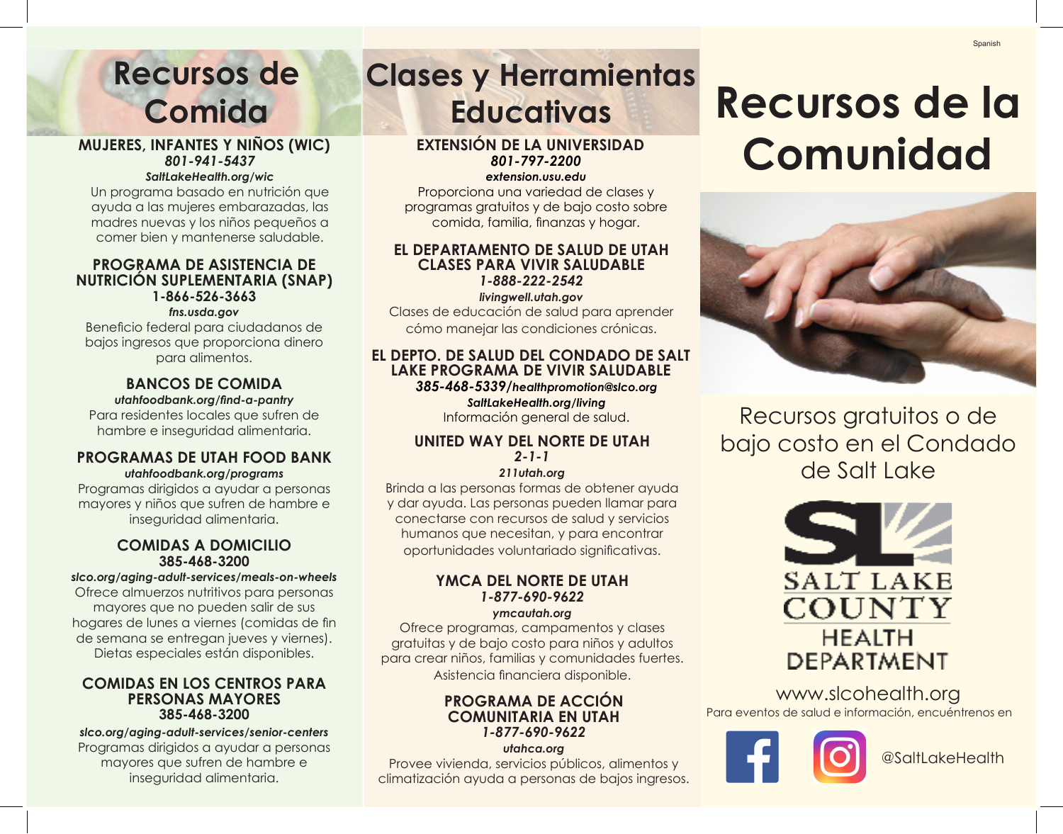# Recursos de Comida

### MUJERES, INFANTES Y NIÑOS (WIC)
*801-941-5437*

*SaltLakeHealth.org/wic*

Un programa basado en nutrición que ayuda a las mujeres embarazadas, las madres nuevas y los niños pequeños a comer bien y mantenerse saludable.

### PROGRAMA DE ASISTENCIA DE NUTRICIÓN SUPLEMENTARIA (SNAP)
**1-866-526-3663**

*fns.usda.gov*

Beneficio federal para ciudadanos de bajos ingresos que proporciona dinero para alimentos.

### BANCOS DE COMIDA
*utahfoodbank.org/find-a-pantry*

Para residentes locales que sufren de hambre e inseguridad alimentaria.

### PROGRAMAS DE UTAH FOOD BANK
*utahfoodbank.org/programs*

Programas dirigidos a ayudar a personas mayores y niños que sufren de hambre e inseguridad alimentaria.

### COMIDAS A DOMICILIO
**385-468-3200**

*slco.org/aging-adult-services/meals-on-wheels*

Ofrece almuerzos nutritivos para personas mayores que no pueden salir de sus hogares de lunes a viernes (comidas de fin de semana se entregan jueves y viernes). Dietas especiales están disponibles.

### COMIDAS EN LOS CENTROS PARA PERSONAS MAYORES
**385-468-3200**

*slco.org/aging-adult-services/senior-centers*

Programas dirigidos a ayudar a personas mayores que sufren de hambre e inseguridad alimentaria.

# Clases y Herramientas Educativas

### EXTENSIÓN DE LA UNIVERSIDAD
*801-797-2200*

*extension.usu.edu*

Proporciona una variedad de clases y programas gratuitos y de bajo costo sobre comida, familia, finanzas y hogar.

### EL DEPARTAMENTO DE SALUD DE UTAH CLASES PARA VIVIR SALUDABLE
*1-888-222-2542*

*livingwell.utah.gov*

Clases de educación de salud para aprender cómo manejar las condiciones crónicas.

### EL DEPTO. DE SALUD DEL CONDADO DE SALT LAKE PROGRAMA DE VIVIR SALUDABLE
*385-468-5339/healthpromotion@slco.org*

*SaltLakeHealth.org/living*

Información general de salud.

### UNITED WAY DEL NORTE DE UTAH
*2-1-1*

*211utah.org*

Brinda a las personas formas de obtener ayuda y dar ayuda. Las personas pueden llamar para conectarse con recursos de salud y servicios humanos que necesitan, y para encontrar oportunidades voluntariado significativas.

### YMCA DEL NORTE DE UTAH
*1-877-690-9622*

*ymcautah.org*

Ofrece programas, campamentos y clases gratuitas y de bajo costo para niños y adultos para crear niños, familias y comunidades fuertes. Asistencia financiera disponible.

### PROGRAMA DE ACCIÓN COMUNITARIA EN UTAH
*1-877-690-9622*

*utahca.org*

Provee vivienda, servicios públicos, alimentos y climatización ayuda a personas de bajos ingresos.

Spanish

# Recursos de la Comunidad

Recursos gratuitos o de bajo costo en el Condado de Salt Lake

SALT LAKE COUNTY HEALTH DEPARTMENT

www.slcohealth.org

Para eventos de salud e información, encuéntrenos en

@SaltLakeHealth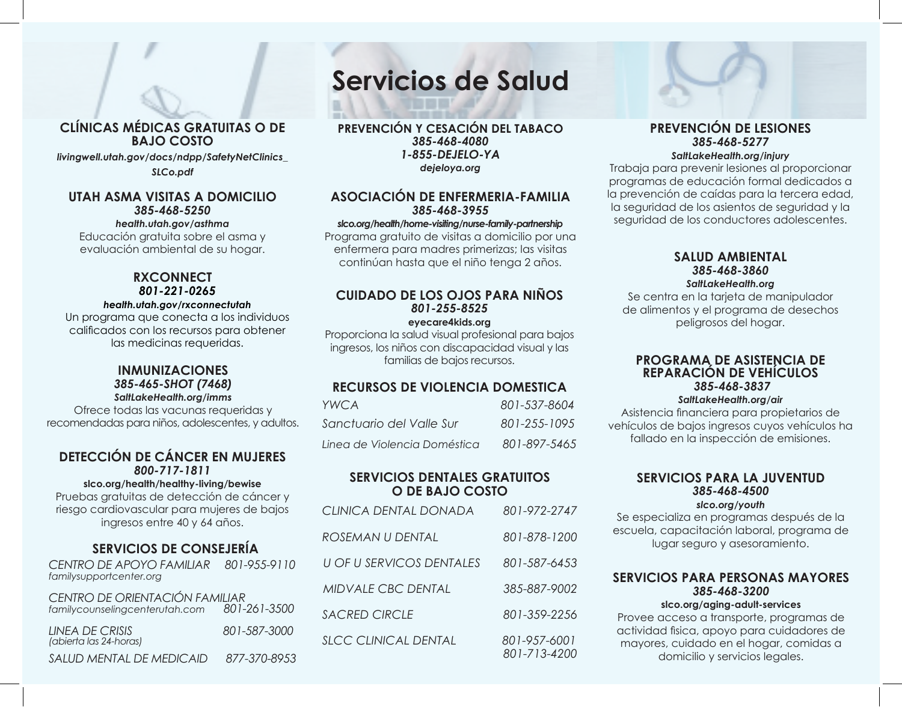# Servicios de Salud

## CLÍNICAS MÉDICAS GRATUITAS O DE BAJO COSTO

***livingwell.utah.gov/docs/ndpp/SafetyNetClinics_SLCo.pdf***

## UTAH ASMA VISITAS A DOMICILIO

***385-468-5250***

***health.utah.gov/asthma***

Educación gratuita sobre el asma y evaluación ambiental de su hogar.

## RXCONNECT

***801-221-0265***

***health.utah.gov/rxconnectutah***

Un programa que conecta a los individuos calificados con los recursos para obtener las medicinas requeridas.

## INMUNIZACIONES

***385-465-SHOT (7468)***

***SaltLakeHealth.org/imms***

Ofrece todas las vacunas requeridas y recomendadas para niños, adolescentes, y adultos.

## DETECCIÓN DE CÁNCER EN MUJERES

***800-717-1811***

**slco.org/health/healthy-living/bewise**

Pruebas gratuitas de detección de cáncer y riesgo cardiovascular para mujeres de bajos ingresos entre 40 y 64 años.

## SERVICIOS DE CONSEJERÍA

| | |
|---|---|
| *CENTRO DE APOYO FAMILIAR* *familysupportcenter.org* | *801-955-9110* |
| *CENTRO DE ORIENTACIÓN FAMILIAR* *familycounselingcenterutah.com* | *801-261-3500* |
| *LINEA DE CRISIS* *(abierta las 24-horas)* | *801-587-3000* |
| *SALUD MENTAL DE MEDICAID* | *877-370-8953* |

## PREVENCIÓN Y CESACIÓN DEL TABACO

***385-468-4080***

***1-855-DEJELO-YA***

***dejeloya.org***

## ASOCIACIÓN DE ENFERMERIA-FAMILIA

***385-468-3955***

***slco.org/health/home-visiting/nurse-family-partnership***

Programa gratuito de visitas a domicilio por una enfermera para madres primerizas; las visitas continúan hasta que el niño tenga 2 años.

## CUIDADO DE LOS OJOS PARA NIÑOS

***801-255-8525***

**eyecare4kids.org**

Proporciona la salud visual profesional para bajos ingresos, los niños con discapacidad visual y las familias de bajos recursos.

## RECURSOS DE VIOLENCIA DOMESTICA

| | |
|---|---|
| *YWCA* | *801-537-8604* |
| *Sanctuario del Valle Sur* | *801-255-1095* |
| *Linea de Violencia Doméstica* | *801-897-5465* |

## SERVICIOS DENTALES GRATUITOS O DE BAJO COSTO

| | |
|---|---|
| *CLINICA DENTAL DONADA* | *801-972-2747* |
| *ROSEMAN U DENTAL* | *801-878-1200* |
| *U OF U SERVICOS DENTALES* | *801-587-6453* |
| *MIDVALE CBC DENTAL* | *385-887-9002* |
| *SACRED CIRCLE* | *801-359-2256* |
| *SLCC CLINICAL DENTAL* | *801-957-6001* *801-713-4200* |

## PREVENCIÓN DE LESIONES

***385-468-5277***

***SaltLakeHealth.org/injury***

Trabaja para prevenir lesiones al proporcionar programas de educación formal dedicados a la prevención de caídas para la tercera edad, la seguridad de los asientos de seguridad y la seguridad de los conductores adolescentes.

## SALUD AMBIENTAL

***385-468-3860***

***SaltLakeHealth.org***

Se centra en la tarjeta de manipulador de alimentos y el programa de desechos peligrosos del hogar.

## PROGRAMA DE ASISTENCIA DE REPARACIÓN DE VEHÍCULOS

***385-468-3837***

***SaltLakeHealth.org/air***

Asistencia financiera para propietarios de vehículos de bajos ingresos cuyos vehículos ha fallado en la inspección de emisiones.

## SERVICIOS PARA LA JUVENTUD

***385-468-4500***

***slco.org/youth***

Se especializa en programas después de la escuela, capacitación laboral, programa de lugar seguro y asesoramiento.

## SERVICIOS PARA PERSONAS MAYORES

***385-468-3200***

**slco.org/aging-adult-services**

Provee acceso a transporte, programas de actividad fisica, apoyo para cuidadores de mayores, cuidado en el hogar, comidas a domicilio y servicios legales.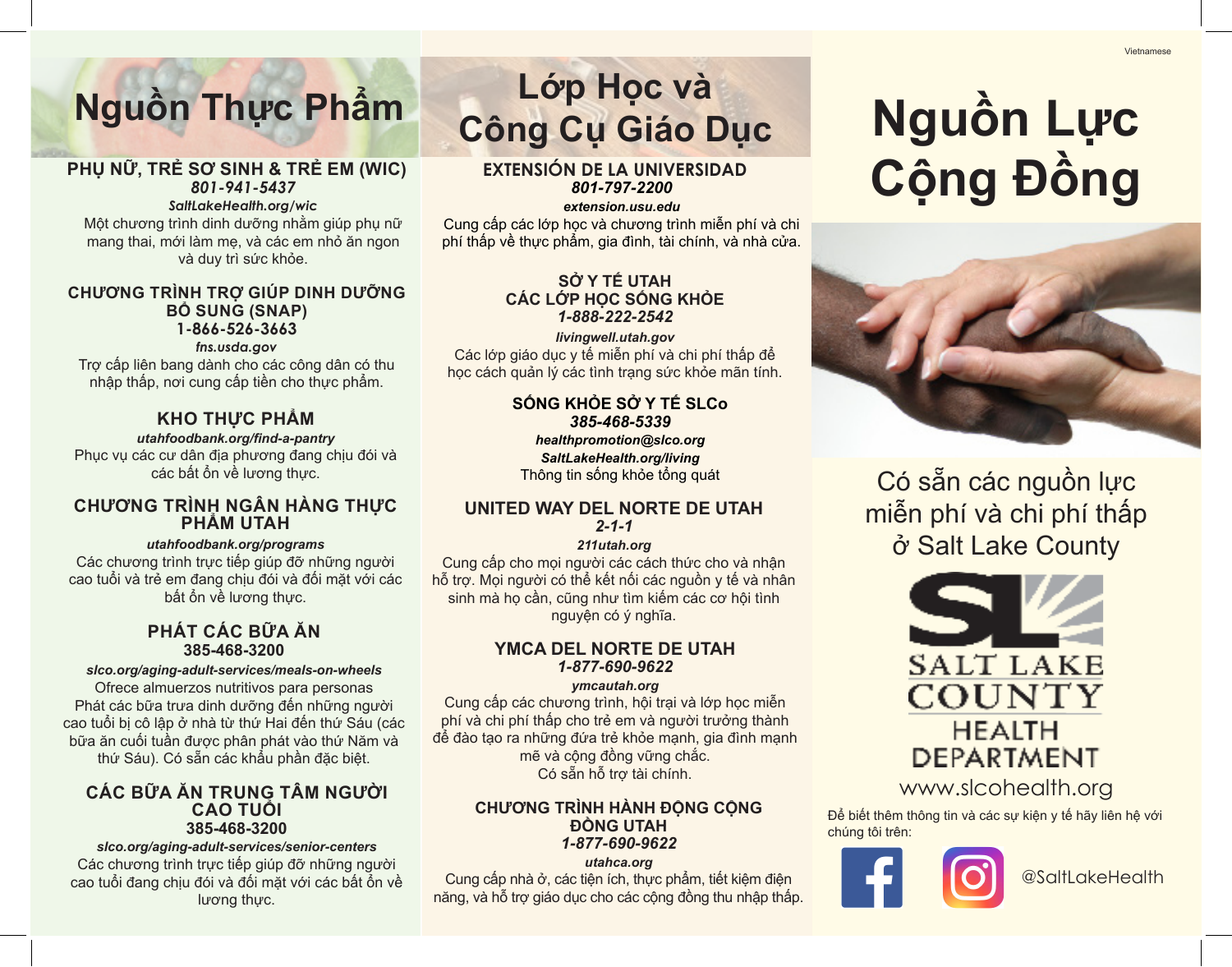# Nguồn Thực Phẩm

### PHỤ NỮ, TRẺ SƠ SINH & TRẺ EM (WIC)
***801-941-5437***
***SaltLakeHealth.org/wic***

Một chương trình dinh dưỡng nhằm giúp phụ nữ mang thai, mới làm mẹ, và các em nhỏ ăn ngon và duy trì sức khỏe.

### CHƯƠNG TRÌNH TRỢ GIÚP DINH DƯỠNG BỔ SUNG (SNAP)
**1-866-526-3663**
***fns.usda.gov***

Trợ cấp liên bang dành cho các công dân có thu nhập thấp, nơi cung cấp tiền cho thực phẩm.

### KHO THỰC PHẨM
***utahfoodbank.org/find-a-pantry***

Phục vụ các cư dân địa phương đang chịu đói và các bất ổn về lương thực.

### CHƯƠNG TRÌNH NGÂN HÀNG THỰC PHẨM UTAH
***utahfoodbank.org/programs***

Các chương trình trực tiếp giúp đỡ những người cao tuổi và trẻ em đang chịu đói và đối mặt với các bất ổn về lương thực.

### PHÁT CÁC BỮA ĂN
**385-468-3200**
***slco.org/aging-adult-services/meals-on-wheels***

Ofrece almuerzos nutritivos para personas Phát các bữa trưa dinh dưỡng đến những người cao tuổi bị cô lập ở nhà từ thứ Hai đến thứ Sáu (các bữa ăn cuối tuần được phân phát vào thứ Năm và thứ Sáu). Có sẵn các khẩu phần đặc biệt.

### CÁC BỮA ĂN TRUNG TÂM NGƯỜI CAO TUỔI
**385-468-3200**
***slco.org/aging-adult-services/senior-centers***

Các chương trình trực tiếp giúp đỡ những người cao tuổi đang chịu đói và đối mặt với các bất ổn về lương thực.

# Lớp Học và Công Cụ Giáo Dục

### EXTENSIÓN DE LA UNIVERSIDAD
***801-797-2200***
***extension.usu.edu***

Cung cấp các lớp học và chương trình miễn phí và chi phí thấp về thực phẩm, gia đình, tài chính, và nhà cửa.

### SỞ Y TẾ UTAH CÁC LỚP HỌC SỐNG KHỎE
***1-888-222-2542***
***livingwell.utah.gov***

Các lớp giáo dục y tế miễn phí và chi phí thấp để học cách quản lý các tình trạng sức khỏe mãn tính.

### SỐNG KHỎE SỞ Y TẾ SLCo
***385-468-5339***
***healthpromotion@slco.org***
***SaltLakeHealth.org/living***

Thông tin sống khỏe tổng quát

### UNITED WAY DEL NORTE DE UTAH
***2-1-1***
***211utah.org***

Cung cấp cho mọi người các cách thức cho và nhận hỗ trợ. Mọi người có thể kết nối các nguồn y tế và nhân sinh mà họ cần, cũng như tìm kiếm các cơ hội tình nguyện có ý nghĩa.

### YMCA DEL NORTE DE UTAH
***1-877-690-9622***
***ymcautah.org***

Cung cấp các chương trình, hội trại và lớp học miễn phí và chi phí thấp cho trẻ em và người trưởng thành để đào tạo ra những đứa trẻ khỏe mạnh, gia đình mạnh mẽ và cộng đồng vững chắc.
Có sẵn hỗ trợ tài chính.

### CHƯƠNG TRÌNH HÀNH ĐỘNG CỘNG ĐỒNG UTAH
***1-877-690-9622***
***utahca.org***

Cung cấp nhà ở, các tiện ích, thực phẩm, tiết kiệm điện năng, và hỗ trợ giáo dục cho các cộng đồng thu nhập thấp.

Vietnamese

# Nguồn Lực Cộng Đồng

Có sẵn các nguồn lực miễn phí và chi phí thấp ở Salt Lake County

SALT LAKE COUNTY HEALTH DEPARTMENT

www.slcohealth.org

Để biết thêm thông tin và các sự kiện y tế hãy liên hệ với chúng tôi trên:

@SaltLakeHealth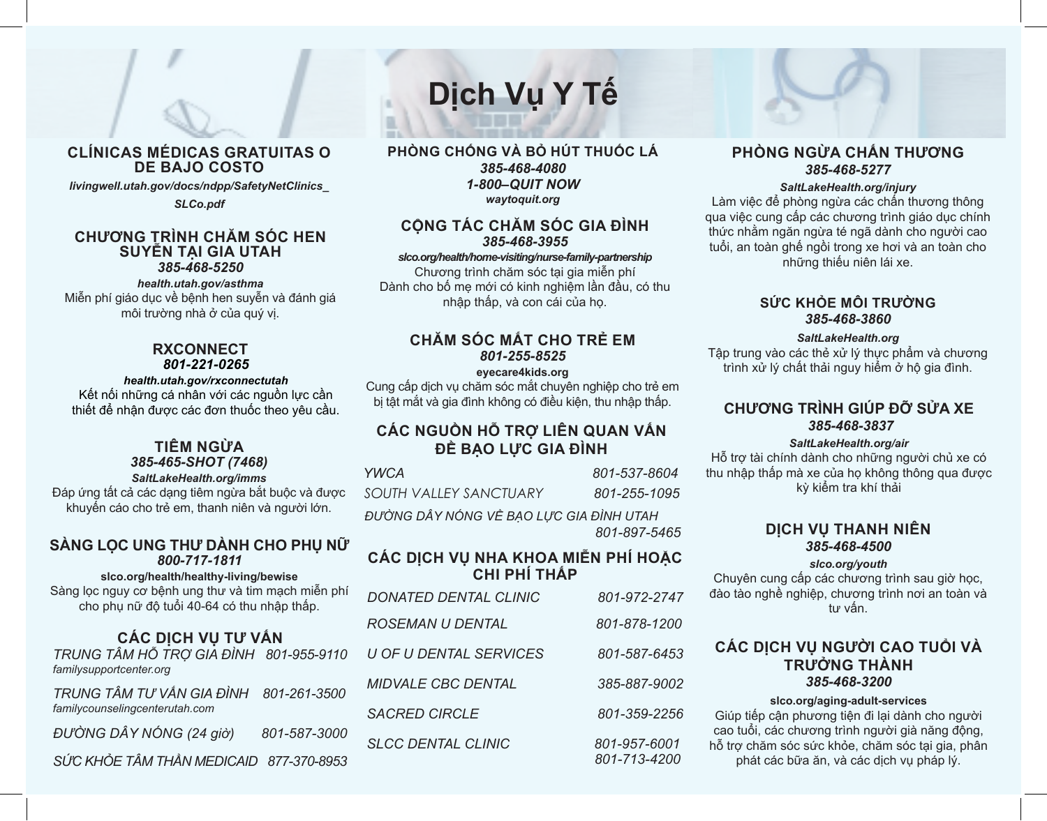# Dịch Vụ Y Tế

## CLÍNICAS MÉDICAS GRATUITAS O DE BAJO COSTO

***livingwell.utah.gov/docs/ndpp/SafetyNetClinics_SLCo.pdf***

## CHƯƠNG TRÌNH CHĂM SÓC HEN SUYỄN TẠI GIA UTAH

***385-468-5250***

***health.utah.gov/asthma***

Miễn phí giáo dục về bệnh hen suyễn và đánh giá môi trường nhà ở của quý vị.

## RXCONNECT

***801-221-0265***

***health.utah.gov/rxconnectutah***

Kết nối những cá nhân với các nguồn lực cần thiết để nhận được các đơn thuốc theo yêu cầu.

## TIÊM NGỪA

***385-465-SHOT (7468)***

***SaltLakeHealth.org/imms***

Đáp ứng tất cả các dạng tiêm ngừa bắt buộc và được khuyến cáo cho trẻ em, thanh niên và người lớn.

## SÀNG LỌC UNG THƯ DÀNH CHO PHỤ NỮ

***800-717-1811***

**slco.org/health/healthy-living/bewise**

Sàng lọc nguy cơ bệnh ung thư và tim mạch miễn phí cho phụ nữ độ tuổi 40-64 có thu nhập thấp.

## CÁC DỊCH VỤ TƯ VẤN

| | |
|---|---|
| *TRUNG TÂM HỖ TRỢ GIA ĐÌNH* *familysupportcenter.org* | *801-955-9110* |
| *TRUNG TÂM TƯ VẤN GIA ĐÌNH* *familycounselingcenterutah.com* | *801-261-3500* |
| *ĐƯỜNG DÂY NÓNG (24 giờ)* | *801-587-3000* |
| *SỨC KHỎE TÂM THẦN MEDICAID* | *877-370-8953* |

## PHÒNG CHỐNG VÀ BỎ HÚT THUỐC LÁ

***385-468-4080***

***1-800–QUIT NOW***

***waytoquit.org***

## CỘNG TÁC CHĂM SÓC GIA ĐÌNH

***385-468-3955***

***slco.org/health/home-visiting/nurse-family-partnership***

Chương trình chăm sóc tại gia miễn phí Dành cho bố mẹ mới có kinh nghiệm lần đầu, có thu nhập thấp, và con cái của họ.

## CHĂM SÓC MẮT CHO TRẺ EM

***801-255-8525***

**eyecare4kids.org**

Cung cấp dịch vụ chăm sóc mắt chuyên nghiệp cho trẻ em bị tật mắt và gia đình không có điều kiện, thu nhập thấp.

## CÁC NGUỒN HỖ TRỢ LIÊN QUAN VẤN ĐỀ BẠO LỰC GIA ĐÌNH

| | |
|---|---|
| *YWCA* | *801-537-8604* |
| *SOUTH VALLEY SANCTUARY* | *801-255-1095* |
| *ĐƯỜNG DÂY NÓNG VỀ BẠO LỰC GIA ĐÌNH UTAH* | *801-897-5465* |

## CÁC DỊCH VỤ NHA KHOA MIỄN PHÍ HOẶC CHI PHÍ THẤP

| | |
|---|---|
| *DONATED DENTAL CLINIC* | *801-972-2747* |
| *ROSEMAN U DENTAL* | *801-878-1200* |
| *U OF U DENTAL SERVICES* | *801-587-6453* |
| *MIDVALE CBC DENTAL* | *385-887-9002* |
| *SACRED CIRCLE* | *801-359-2256* |
| *SLCC DENTAL CLINIC* | *801-957-6001* *801-713-4200* |

## PHÒNG NGỪA CHẤN THƯƠNG

***385-468-5277***

***SaltLakeHealth.org/injury***

Làm việc để phòng ngừa các chấn thương thông qua việc cung cấp các chương trình giáo dục chính thức nhằm ngăn ngừa té ngã dành cho người cao tuổi, an toàn ghế ngồi trong xe hơi và an toàn cho những thiếu niên lái xe.

## SỨC KHỎE MÔI TRƯỜNG

***385-468-3860***

***SaltLakeHealth.org***

Tập trung vào các thẻ xử lý thực phẩm và chương trình xử lý chất thải nguy hiểm ở hộ gia đình.

## CHƯƠNG TRÌNH GIÚP ĐỠ SỬA XE

***385-468-3837***

***SaltLakeHealth.org/air***

Hỗ trợ tài chính dành cho những người chủ xe có thu nhập thấp mà xe của họ không thông qua được kỳ kiểm tra khí thải

## DỊCH VỤ THANH NIÊN

***385-468-4500***

***slco.org/youth***

Chuyên cung cấp các chương trình sau giờ học, đào tạo nghề nghiệp, chương trình nơi an toàn và tư vấn.

## CÁC DỊCH VỤ NGƯỜI CAO TUỔI VÀ TRƯỞNG THÀNH

***385-468-3200***

**slco.org/aging-adult-services**

Giúp tiếp cận phương tiện đi lại dành cho người cao tuổi, các chương trình người già năng động, hỗ trợ chăm sóc sức khỏe, chăm sóc tại gia, phân phát các bữa ăn, và các dịch vụ pháp lý.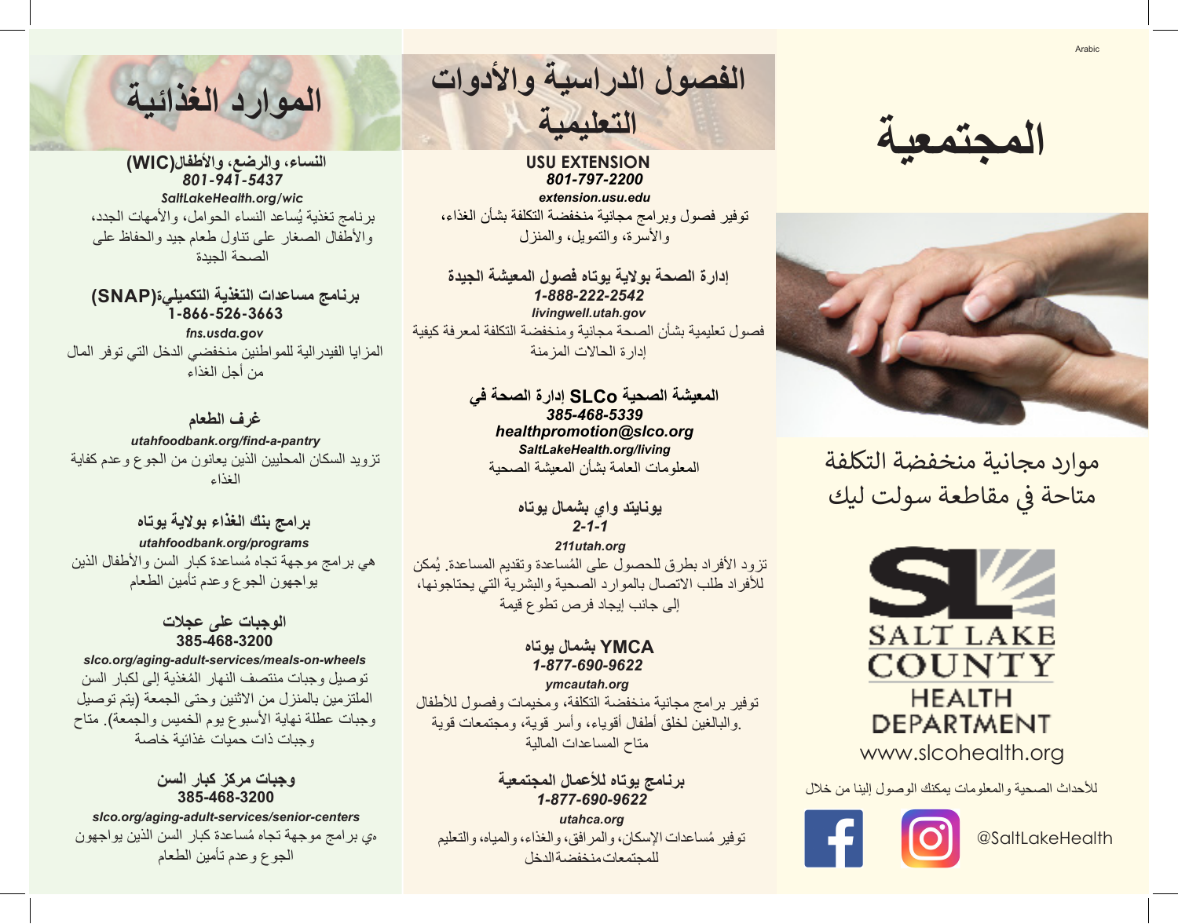Arabic

# المجتمعية

موارد مجانية منخفضة التكلفة
متاحة في مقاطعة سولت ليك

SALT LAKE COUNTY
HEALTH DEPARTMENT
www.slcohealth.org

للأحداث الصحية والمعلومات يمكنك الوصول إلينا من خلال

@SaltLakeHealth

# الفصول الدراسية والأدوات التعليمية

**USU EXTENSION**
***801-797-2200***
***extension.usu.edu***
توفير فصول وبرامج مجانية منخفضة التكلفة بشأن الغذاء، والأسرة، والتمويل، والمنزل

**إدارة الصحة بولاية يوتاه فصول المعيشة الجيدة**
***1-888-222-2542***
***livingwell.utah.gov***
فصول تعليمية بشأن الصحة مجانية ومنخفضة التكلفة لمعرفة كيفية إدارة الحالات المزمنة

**المعيشة الصحية SLCo إدارة الصحة في**
***385-468-5339***
***healthpromotion@slco.org***
***SaltLakeHealth.org/living***
المعلومات العامة بشأن المعيشة الصحية

**يونايتد واي بشمال يوتاه**
***2-1-1***
***211utah.org***
تزود الأفراد بطرق للحصول على المُساعدة وتقديم المساعدة. يُمكن للأفراد طلب الاتصال بالموارد الصحية والبشرية التي يحتاجونها، إلى جانب إيجاد فرص تطوع قيمة

**YMCA بشمال يوتاه**
***1-877-690-9622***
***ymcautah.org***
توفير برامج مجانية منخفضة التكلفة، ومخيمات وفصول للأطفال والبالغين لخلق أطفال أقوياء، وأسر قوية، ومجتمعات قوية.
متاح المساعدات المالية

**برنامج يوتاه للأعمال المجتمعية**
***1-877-690-9622***
***utahca.org***
توفير مُساعدات الإسكان، والمرافق، والغذاء، والمياه، والتعليم للمجتمعات منخفضة الدخل

# الموارد الغذائية

**النساء، والرضع، والأطفال(WIC)**
***801-941-5437***
***SaltLakeHealth.org/wic***
برنامج تغذية يُساعد النساء الحوامل، والأمهات الجدد، والأطفال الصغار على تناول طعام جيد والحفاظ على الصحة الجيدة

**برنامج مساعدات التغذية التكميلية(SNAP)**
**1-866-526-3663**
***fns.usda.gov***
المزايا الفيدرالية للمواطنين منخفضي الدخل التي توفر المال من أجل الغذاء

**غرف الطعام**
***utahfoodbank.org/find-a-pantry***
تزويد السكان المحليين الذين يعانون من الجوع وعدم كفاية الغذاء

**برامج بنك الغذاء بولاية يوتاه**
***utahfoodbank.org/programs***
هي برامج موجهة تجاه مُساعدة كبار السن والأطفال الذين يواجهون الجوع وعدم تأمين الطعام

**الوجبات على عجلات**
**385-468-3200**
***slco.org/aging-adult-services/meals-on-wheels***
توصيل وجبات منتصف النهار المُغذية إلى لكبار السن الملتزمين بالمنزل من الاثنين وحتى الجمعة (يتم توصيل وجبات عطلة نهاية الأسبوع يوم الخميس والجمعة). متاح وجبات ذات حميات غذائية خاصة

**وجبات مركز كبار السن**
**385-468-3200**
***slco.org/aging-adult-services/senior-centers***
ي برامج موجهة تجاه مُساعدة كبار السن الذين يواجهون الجوع وعدم تأمين الطعام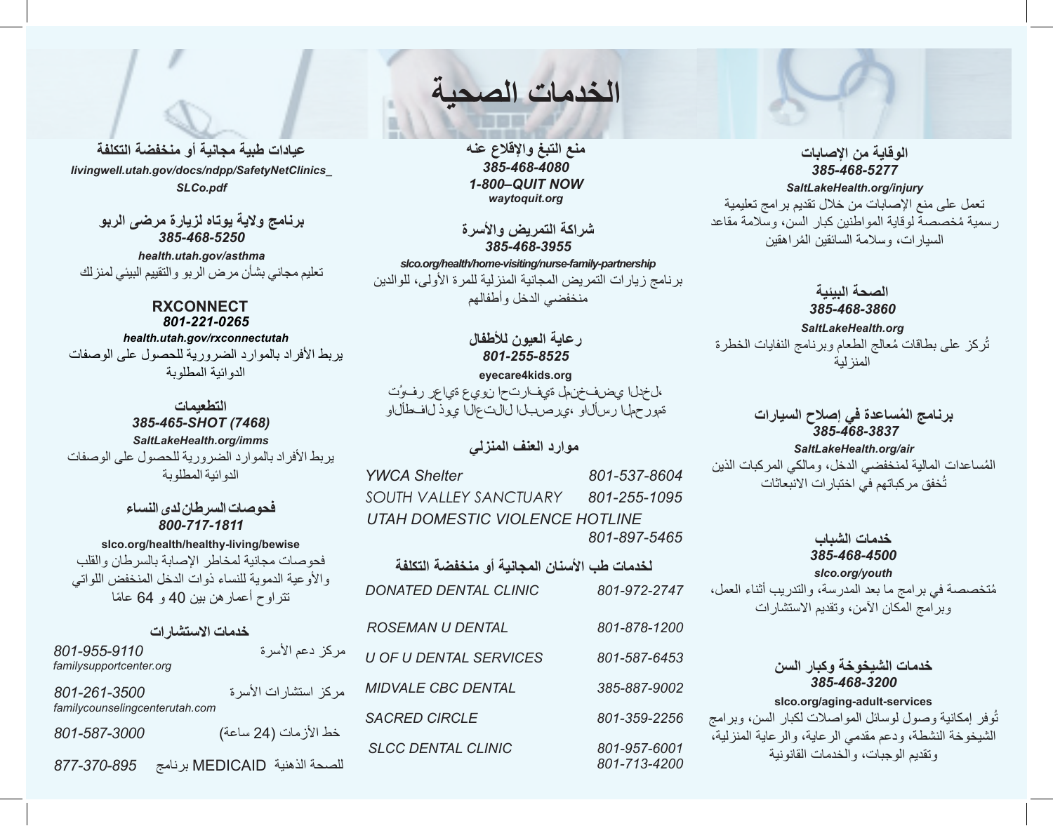# الخدمات الصحية

### الوقاية من الإصابات
***385-468-5277***

***SaltLakeHealth.org/injury***

تعمل على منع الإصابات من خلال تقديم برامج تعليمية رسمية مُخصصة لوقاية المواطنين كبار السن، وسلامة مقاعد السيارات، وسلامة السائقين المُراهقين

### الصحة البيئية
***385-468-3860***

***SaltLakeHealth.org***

تُركز على بطاقات مُعالج الطعام وبرنامج النفايات الخطرة المنزلية

### برنامج المُساعدة في إصلاح السيارات
***385-468-3837***

***SaltLakeHealth.org/air***

المُساعدات المالية لمنخفضي الدخل، ومالكي المركبات الذين تُخفق مركباتهم في اختبارات الانبعاثات

### خدمات الشباب
***385-468-4500***

***slco.org/youth***

مُتخصصة في برامج ما بعد المدرسة، والتدريب أثناء العمل، وبرامج المكان الآمن، وتقديم الاستشارات

### خدمات الشيخوخة وكبار السن
***385-468-3200***

**slco.org/aging-adult-services**

تُوفر إمكانية وصول لوسائل المواصلات لكبار السن، وبرامج الشيخوخة النشطة، ودعم مقدمي الرعاية، والرعاية المنزلية، وتقديم الوجبات، والخدمات القانونية

### منع التبغ والإقلاع عنه
***385-468-4080***

***1-800–QUIT NOW***

***waytoquit.org***

### شراكة التمريض والأسرة
***385-468-3955***

***slco.org/health/home-visiting/nurse-family-partnership***

برنامج زيارات التمريض المجانية المنزلية للمرة الأولى، للوالدين منخفضي الدخل وأطفالهم

### رعاية العيون للأطفال
***801-255-8525***

**eyecare4kids.org**

تُوفـر رعايـة عيون احترافيـة لمنخفضي الدخل، والأطفـال ذوي الاعتلال البصري، والأسر المحرومة

### موارد العنف المنزلي

| | |
|---|---|
| *YWCA Shelter* | *801-537-8604* |
| *SOUTH VALLEY SANCTUARY* | *801-255-1095* |
| *UTAH DOMESTIC VIOLENCE HOTLINE* | *801-897-5465* |

### لخدمات طب الأسنان المجانية أو منخفضة التكلفة

| | |
|---|---|
| *DONATED DENTAL CLINIC* | *801-972-2747* |
| *ROSEMAN U DENTAL* | *801-878-1200* |
| *U OF U DENTAL SERVICES* | *801-587-6453* |
| *MIDVALE CBC DENTAL* | *385-887-9002* |
| *SACRED CIRCLE* | *801-359-2256* |
| *SLCC DENTAL CLINIC* | *801-957-6001* *801-713-4200* |

### عيادات طبية مجانية أو منخفضة التكلفة
***livingwell.utah.gov/docs/ndpp/SafetyNetClinics_SLCo.pdf***

### برنامج ولاية يوتاه لزيارة مرضى الربو
***385-468-5250***

***health.utah.gov/asthma***

تعليم مجاني بشأن مرض الربو والتقييم البيئي لمنزلك

### RXCONNECT
***801-221-0265***

***health.utah.gov/rxconnectutah***

يربط الأفراد بالموارد الضرورية للحصول على الوصفات الدوائية المطلوبة

### التطعيمات
***385-465-SHOT (7468)***

***SaltLakeHealth.org/imms***

يربط الأفراد بالموارد الضرورية للحصول على الوصفات الدوائية المطلوبة

### فحوصات السرطان لدى النساء
***800-717-1811***

**slco.org/health/healthy-living/bewise**

فحوصات مجانية لمخاطر الإصابة بالسرطان والقلب والأوعية الدموية للنساء ذوات الدخل المنخفض اللواتي تتراوح أعمارهن بين 40 و 64 عامًا

### خدمات الاستشارات

| | |
|---|---|
| مركز دعم الأسرة | *801-955-9110* *familysupportcenter.org* |
| مركز استشارات الأسرة | *801-261-3500* *familycounselingcenterutah.com* |
| خط الأزمات (24 ساعة) | *801-587-3000* |
| برنامج MEDICAID للصحة الذهنية | *877-370-895* |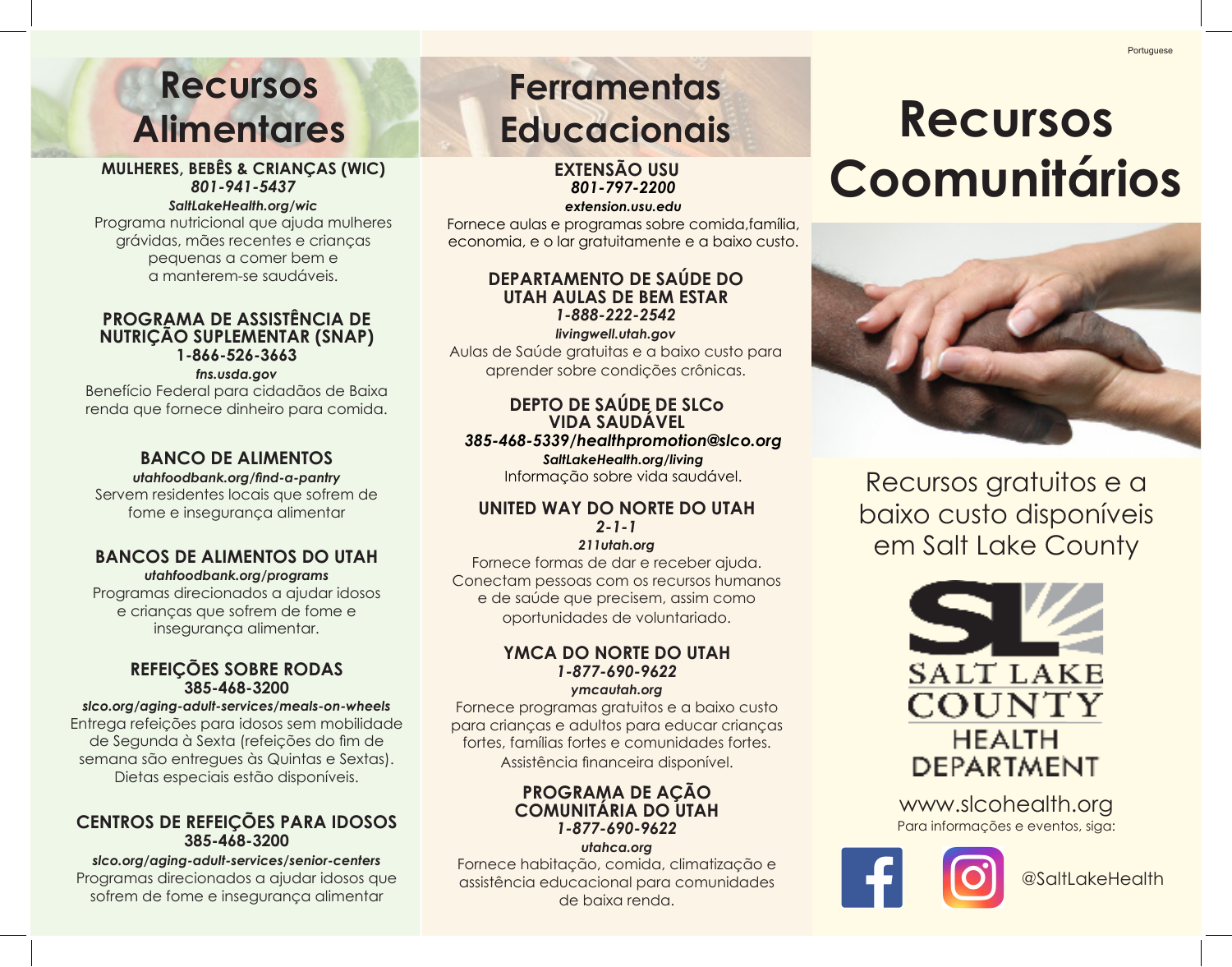# Recursos Alimentares

### MULHERES, BEBÊS & CRIANÇAS (WIC)
***801-941-5437***
***SaltLakeHealth.org/wic***

Programa nutricional que ajuda mulheres grávidas, mães recentes e crianças pequenas a comer bem e a manterem-se saudáveis.

### PROGRAMA DE ASSISTÊNCIA DE NUTRIÇÃO SUPLEMENTAR (SNAP)
**1-866-526-3663**
***fns.usda.gov***

Benefício Federal para cidadãos de Baixa renda que fornece dinheiro para comida.

### BANCO DE ALIMENTOS
***utahfoodbank.org/find-a-pantry***

Servem residentes locais que sofrem de fome e insegurança alimentar

### BANCOS DE ALIMENTOS DO UTAH
***utahfoodbank.org/programs***

Programas direcionados a ajudar idosos e crianças que sofrem de fome e insegurança alimentar.

### REFEIÇÕES SOBRE RODAS
**385-468-3200**
***slco.org/aging-adult-services/meals-on-wheels***

Entrega refeições para idosos sem mobilidade de Segunda à Sexta (refeições do fim de semana são entregues às Quintas e Sextas). Dietas especiais estão disponíveis.

### CENTROS DE REFEIÇÕES PARA IDOSOS
**385-468-3200**
***slco.org/aging-adult-services/senior-centers***

Programas direcionados a ajudar idosos que sofrem de fome e insegurança alimentar

# Ferramentas Educacionais

### EXTENSÃO USU
***801-797-2200***
***extension.usu.edu***

Fornece aulas e programas sobre comida,família, economia, e o lar gratuitamente e a baixo custo.

### DEPARTAMENTO DE SAÚDE DO UTAH AULAS DE BEM ESTAR
***1-888-222-2542***
***livingwell.utah.gov***

Aulas de Saúde gratuitas e a baixo custo para aprender sobre condições crônicas.

### DEPTO DE SAÚDE DE SLCo VIDA SAUDÁVEL
***385-468-5339/healthpromotion@slco.org***
***SaltLakeHealth.org/living***

Informação sobre vida saudável.

### UNITED WAY DO NORTE DO UTAH
***2-1-1***
***211utah.org***

Fornece formas de dar e receber ajuda. Conectam pessoas com os recursos humanos e de saúde que precisem, assim como oportunidades de voluntariado.

### YMCA DO NORTE DO UTAH
***1-877-690-9622***
***ymcautah.org***

Fornece programas gratuitos e a baixo custo para crianças e adultos para educar crianças fortes, famílias fortes e comunidades fortes. Assistência financeira disponível.

### PROGRAMA DE AÇÃO COMUNITÁRIA DO UTAH
***1-877-690-9622***
***utahca.org***

Fornece habitação, comida, climatização e assistência educacional para comunidades de baixa renda.

Portuguese

# Recursos Coomunitários

Recursos gratuitos e a baixo custo disponíveis em Salt Lake County

SALT LAKE COUNTY HEALTH DEPARTMENT

www.slcohealth.org

Para informações e eventos, siga:

@SaltLakeHealth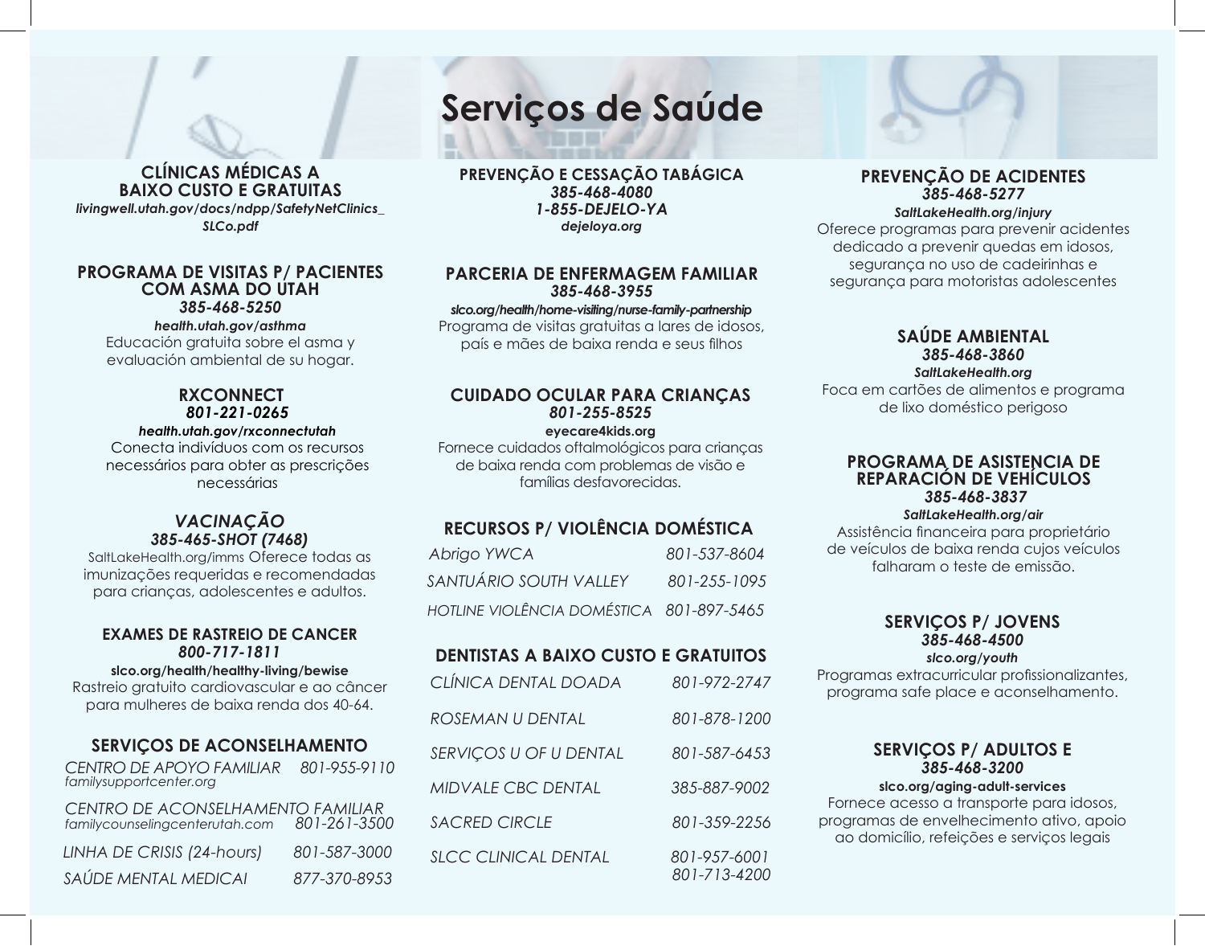# Serviços de Saúde

### CLÍNICAS MÉDICAS A BAIXO CUSTO E GRATUITAS
***livingwell.utah.gov/docs/ndpp/SafetyNetClinics_SLCo.pdf***

### PROGRAMA DE VISITAS P/ PACIENTES COM ASMA DO UTAH
***385-468-5250***

***health.utah.gov/asthma***

Educación gratuita sobre el asma y evaluación ambiental de su hogar.

### RXCONNECT
***801-221-0265***

***health.utah.gov/rxconnectutah***

Conecta indivíduos com os recursos necessários para obter as prescrições necessárias

### *VACINAÇÃO*
***385-465-SHOT (7468)***

SaltLakeHealth.org/imms Oferece todas as imunizações requeridas e recomendadas para crianças, adolescentes e adultos.

### EXAMES DE RASTREIO DE CANCER
***800-717-1811***

**slco.org/health/healthy-living/bewise**

Rastreio gratuito cardiovascular e ao câncer para mulheres de baixa renda dos 40-64.

### SERVIÇOS DE ACONSELHAMENTO

| | |
|---|---|
| *CENTRO DE APOYO FAMILIAR* *familysupportcenter.org* | *801-955-9110* |
| *CENTRO DE ACONSELHAMENTO FAMILIAR* *familycounselingcenterutah.com* | *801-261-3500* |
| *LINHA DE CRISIS (24-hours)* | *801-587-3000* |
| *SAÚDE MENTAL MEDICAI* | *877-370-8953* |

### PREVENÇÃO E CESSAÇÃO TABÁGICA
***385-468-4080***

***1-855-DEJELO-YA***

***dejeloya.org***

### PARCERIA DE ENFERMAGEM FAMILIAR
***385-468-3955***

***slco.org/health/home-visiting/nurse-family-partnership***

Programa de visitas gratuitas a lares de idosos, país e mães de baixa renda e seus filhos

### CUIDADO OCULAR PARA CRIANÇAS
***801-255-8525***

**eyecare4kids.org**

Fornece cuidados oftalmológicos para crianças de baixa renda com problemas de visão e famílias desfavorecidas.

### RECURSOS P/ VIOLÊNCIA DOMÉSTICA

| | |
|---|---|
| *Abrigo YWCA* | *801-537-8604* |
| *SANTUÁRIO SOUTH VALLEY* | *801-255-1095* |
| *HOTLINE VIOLÊNCIA DOMÉSTICA* | *801-897-5465* |

### DENTISTAS A BAIXO CUSTO E GRATUITOS

| | |
|---|---|
| *CLÍNICA DENTAL DOADA* | *801-972-2747* |
| *ROSEMAN U DENTAL* | *801-878-1200* |
| *SERVIÇOS U OF U DENTAL* | *801-587-6453* |
| *MIDVALE CBC DENTAL* | *385-887-9002* |
| *SACRED CIRCLE* | *801-359-2256* |
| *SLCC CLINICAL DENTAL* | *801-957-6001* *801-713-4200* |

### PREVENÇÃO DE ACIDENTES
***385-468-5277***

***SaltLakeHealth.org/injury***

Oferece programas para prevenir acidentes dedicado a prevenir quedas em idosos, segurança no uso de cadeirinhas e segurança para motoristas adolescentes

### SAÚDE AMBIENTAL
***385-468-3860***

***SaltLakeHealth.org***

Foca em cartões de alimentos e programa de lixo doméstico perigoso

### PROGRAMA DE ASISTENCIA DE REPARACIÓN DE VEHÍCULOS
***385-468-3837***

***SaltLakeHealth.org/air***

Assistência financeira para proprietário de veículos de baixa renda cujos veículos falharam o teste de emissão.

### SERVIÇOS P/ JOVENS
***385-468-4500***

***slco.org/youth***

Programas extracurricular profissionalizantes, programa safe place e aconselhamento.

### SERVIÇOS P/ ADULTOS E
***385-468-3200***

**slco.org/aging-adult-services**

Fornece acesso a transporte para idosos, programas de envelhecimento ativo, apoio ao domicílio, refeições e serviços legais